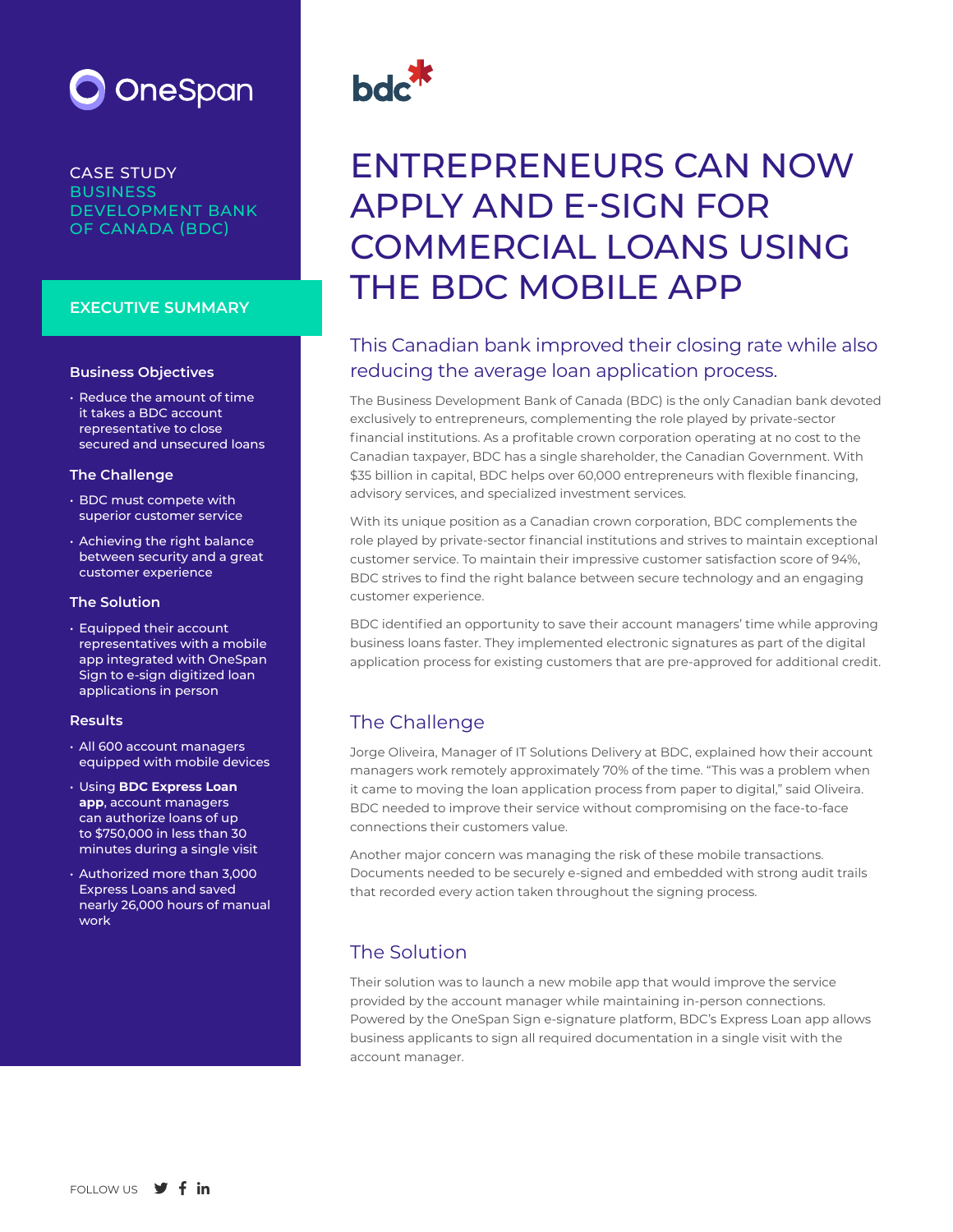OneSpan

CASE STUDY
BUSINESS DEVELOPMENT BANK OF CANADA (BDC)

## EXECUTIVE SUMMARY

### Business Objectives

- Reduce the amount of time it takes a BDC account representative to close secured and unsecured loans

### The Challenge

- BDC must compete with superior customer service
- Achieving the right balance between security and a great customer experience

### The Solution

- Equipped their account representatives with a mobile app integrated with OneSpan Sign to e-sign digitized loan applications in person

### Results

- All 600 account managers equipped with mobile devices
- Using **BDC Express Loan app**, account managers can authorize loans of up to $750,000 in less than 30 minutes during a single visit
- Authorized more than 3,000 Express Loans and saved nearly 26,000 hours of manual work

bdc

# ENTREPRENEURS CAN NOW APPLY AND E-SIGN FOR COMMERCIAL LOANS USING THE BDC MOBILE APP

This Canadian bank improved their closing rate while also reducing the average loan application process.

The Business Development Bank of Canada (BDC) is the only Canadian bank devoted exclusively to entrepreneurs, complementing the role played by private-sector financial institutions. As a profitable crown corporation operating at no cost to the Canadian taxpayer, BDC has a single shareholder, the Canadian Government. With $35 billion in capital, BDC helps over 60,000 entrepreneurs with flexible financing, advisory services, and specialized investment services.

With its unique position as a Canadian crown corporation, BDC complements the role played by private-sector financial institutions and strives to maintain exceptional customer service. To maintain their impressive customer satisfaction score of 94%, BDC strives to find the right balance between secure technology and an engaging customer experience.

BDC identified an opportunity to save their account managers' time while approving business loans faster. They implemented electronic signatures as part of the digital application process for existing customers that are pre-approved for additional credit.

## The Challenge

Jorge Oliveira, Manager of IT Solutions Delivery at BDC, explained how their account managers work remotely approximately 70% of the time. "This was a problem when it came to moving the loan application process from paper to digital," said Oliveira. BDC needed to improve their service without compromising on the face-to-face connections their customers value.

Another major concern was managing the risk of these mobile transactions. Documents needed to be securely e-signed and embedded with strong audit trails that recorded every action taken throughout the signing process.

## The Solution

Their solution was to launch a new mobile app that would improve the service provided by the account manager while maintaining in-person connections. Powered by the OneSpan Sign e-signature platform, BDC's Express Loan app allows business applicants to sign all required documentation in a single visit with the account manager.

FOLLOW US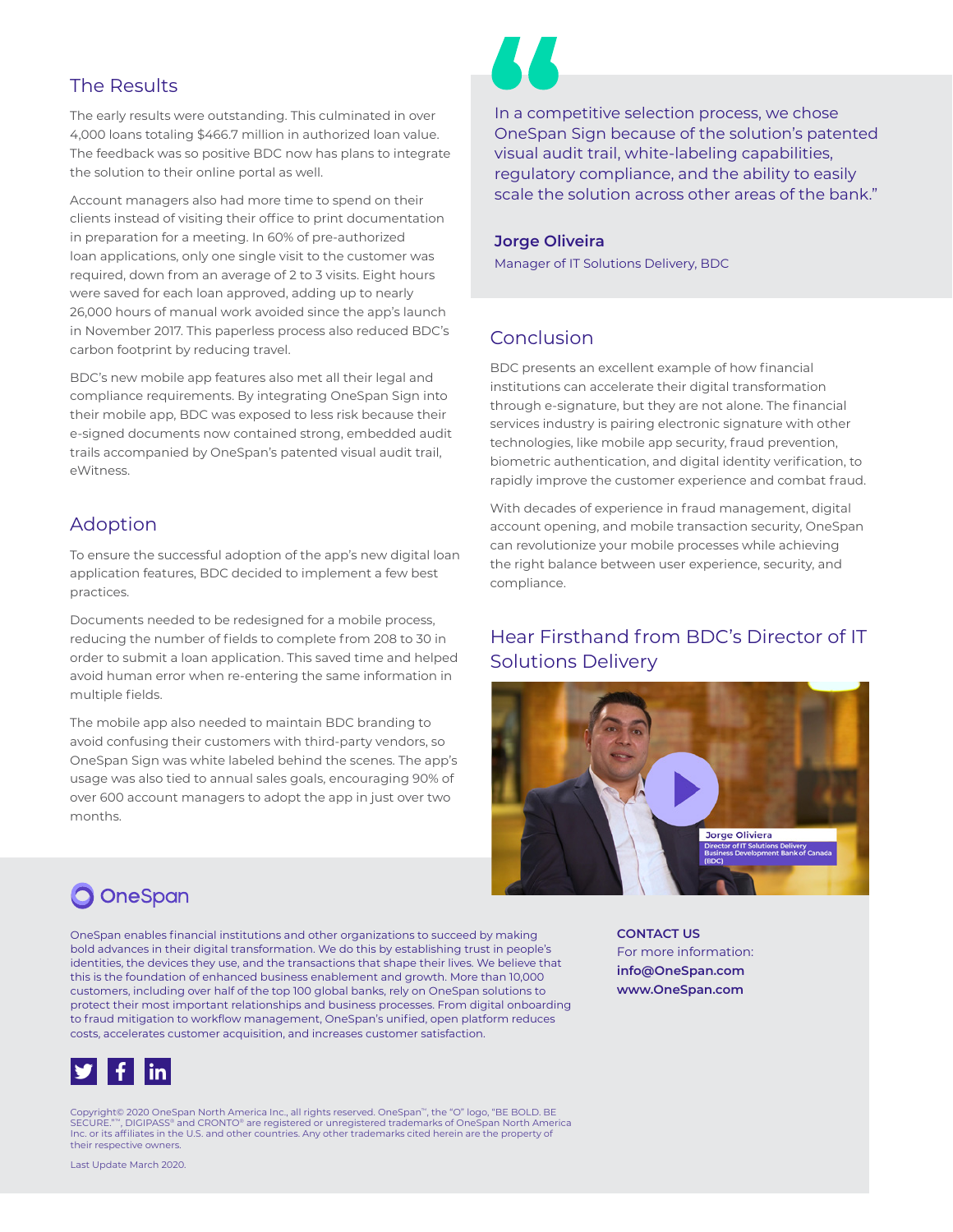## The Results

The early results were outstanding. This culminated in over 4,000 loans totaling $466.7 million in authorized loan value. The feedback was so positive BDC now has plans to integrate the solution to their online portal as well.

Account managers also had more time to spend on their clients instead of visiting their office to print documentation in preparation for a meeting. In 60% of pre-authorized loan applications, only one single visit to the customer was required, down from an average of 2 to 3 visits. Eight hours were saved for each loan approved, adding up to nearly 26,000 hours of manual work avoided since the app's launch in November 2017. This paperless process also reduced BDC's carbon footprint by reducing travel.

BDC's new mobile app features also met all their legal and compliance requirements. By integrating OneSpan Sign into their mobile app, BDC was exposed to less risk because their e-signed documents now contained strong, embedded audit trails accompanied by OneSpan's patented visual audit trail, eWitness.

## Adoption

To ensure the successful adoption of the app's new digital loan application features, BDC decided to implement a few best practices.

Documents needed to be redesigned for a mobile process, reducing the number of fields to complete from 208 to 30 in order to submit a loan application. This saved time and helped avoid human error when re-entering the same information in multiple fields.

The mobile app also needed to maintain BDC branding to avoid confusing their customers with third-party vendors, so OneSpan Sign was white labeled behind the scenes. The app's usage was also tied to annual sales goals, encouraging 90% of over 600 account managers to adopt the app in just over two months.

> In a competitive selection process, we chose OneSpan Sign because of the solution's patented visual audit trail, white-labeling capabilities, regulatory compliance, and the ability to easily scale the solution across other areas of the bank."
>
> **Jorge Oliveira**
> Manager of IT Solutions Delivery, BDC

## Conclusion

BDC presents an excellent example of how financial institutions can accelerate their digital transformation through e-signature, but they are not alone. The financial services industry is pairing electronic signature with other technologies, like mobile app security, fraud prevention, biometric authentication, and digital identity verification, to rapidly improve the customer experience and combat fraud.

With decades of experience in fraud management, digital account opening, and mobile transaction security, OneSpan can revolutionize your mobile processes while achieving the right balance between user experience, security, and compliance.

## Hear Firsthand from BDC's Director of IT Solutions Delivery

Jorge Oliviera
Director of IT Solutions Delivery
Business Development Bank of Canada (BDC)

OneSpan

OneSpan enables financial institutions and other organizations to succeed by making bold advances in their digital transformation. We do this by establishing trust in people's identities, the devices they use, and the transactions that shape their lives. We believe that this is the foundation of enhanced business enablement and growth. More than 10,000 customers, including over half of the top 100 global banks, rely on OneSpan solutions to protect their most important relationships and business processes. From digital onboarding to fraud mitigation to workflow management, OneSpan's unified, open platform reduces costs, accelerates customer acquisition, and increases customer satisfaction.

**CONTACT US**
For more information:
**info@OneSpan.com**
**www.OneSpan.com**

Copyright© 2020 OneSpan North America Inc., all rights reserved. OneSpan™, the "O" logo, "BE BOLD. BE SECURE."™, DIGIPASS® and CRONTO® are registered or unregistered trademarks of OneSpan North America Inc. or its affiliates in the U.S. and other countries. Any other trademarks cited herein are the property of their respective owners.

Last Update March 2020.